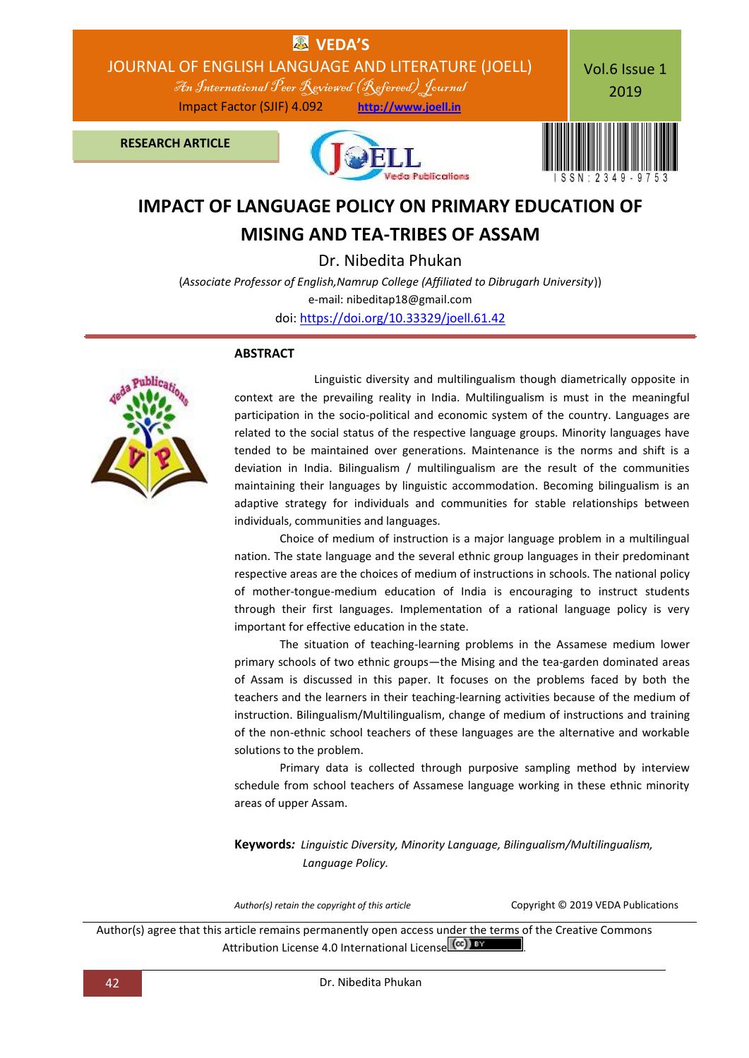RESEARCH ARTICLE

# IMPACT OF LANGUAGE POLICY ON PRIMARY EDUCATION OF MISING AND TEA-TRIBES OF ASSAM

Dr. Nibedita Phukan

(*Associate Professor of English,Namrup College (Affiliated to Dibrugarh University)*)

e-mail: nibeditap18@gmail.com

doi: https://doi.org/10.33329/joell.61.42

## ABSTRACT

Linguistic diversity and multilingualism though diametrically opposite in context are the prevailing reality in India. Multilingualism is must in the meaningful participation in the socio-political and economic system of the country. Languages are related to the social status of the respective language groups. Minority languages have tended to be maintained over generations. Maintenance is the norms and shift is a deviation in India. Bilingualism / multilingualism are the result of the communities maintaining their languages by linguistic accommodation. Becoming bilingualism is an adaptive strategy for individuals and communities for stable relationships between individuals, communities and languages.

Choice of medium of instruction is a major language problem in a multilingual nation. The state language and the several ethnic group languages in their predominant respective areas are the choices of medium of instructions in schools. The national policy of mother-tongue-medium education of India is encouraging to instruct students through their first languages. Implementation of a rational language policy is very important for effective education in the state.

The situation of teaching-learning problems in the Assamese medium lower primary schools of two ethnic groups—the Mising and the tea-garden dominated areas of Assam is discussed in this paper. It focuses on the problems faced by both the teachers and the learners in their teaching-learning activities because of the medium of instruction. Bilingualism/Multilingualism, change of medium of instructions and training of the non-ethnic school teachers of these languages are the alternative and workable solutions to the problem.

Primary data is collected through purposive sampling method by interview schedule from school teachers of Assamese language working in these ethnic minority areas of upper Assam.

**Keywords***:* *Linguistic Diversity, Minority Language, Bilingualism/Multilingualism, Language Policy.*

*Author(s) retain the copyright of this article*

Copyright © 2019 VEDA Publications

Author(s) agree that this article remains permanently open access under the terms of the Creative Commons Attribution License 4.0 International License.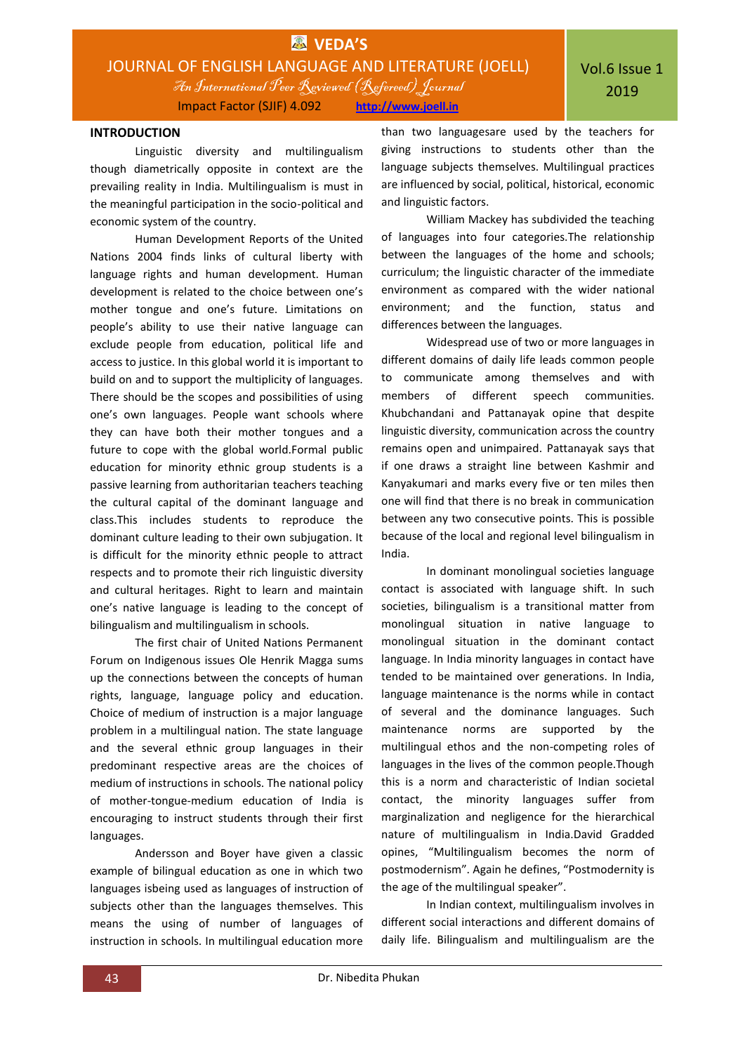## INTRODUCTION

Linguistic diversity and multilingualism though diametrically opposite in context are the prevailing reality in India. Multilingualism is must in the meaningful participation in the socio-political and economic system of the country.

Human Development Reports of the United Nations 2004 finds links of cultural liberty with language rights and human development. Human development is related to the choice between one's mother tongue and one's future. Limitations on people's ability to use their native language can exclude people from education, political life and access to justice. In this global world it is important to build on and to support the multiplicity of languages. There should be the scopes and possibilities of using one's own languages. People want schools where they can have both their mother tongues and a future to cope with the global world.Formal public education for minority ethnic group students is a passive learning from authoritarian teachers teaching the cultural capital of the dominant language and class.This includes students to reproduce the dominant culture leading to their own subjugation. It is difficult for the minority ethnic people to attract respects and to promote their rich linguistic diversity and cultural heritages. Right to learn and maintain one's native language is leading to the concept of bilingualism and multilingualism in schools.

The first chair of United Nations Permanent Forum on Indigenous issues Ole Henrik Magga sums up the connections between the concepts of human rights, language, language policy and education. Choice of medium of instruction is a major language problem in a multilingual nation. The state language and the several ethnic group languages in their predominant respective areas are the choices of medium of instructions in schools. The national policy of mother-tongue-medium education of India is encouraging to instruct students through their first languages.

Andersson and Boyer have given a classic example of bilingual education as one in which two languages isbeing used as languages of instruction of subjects other than the languages themselves. This means the using of number of languages of instruction in schools. In multilingual education more than two languagesare used by the teachers for giving instructions to students other than the language subjects themselves. Multilingual practices are influenced by social, political, historical, economic and linguistic factors.

William Mackey has subdivided the teaching of languages into four categories.The relationship between the languages of the home and schools; curriculum; the linguistic character of the immediate environment as compared with the wider national environment; and the function, status and differences between the languages.

Widespread use of two or more languages in different domains of daily life leads common people to communicate among themselves and with members of different speech communities. Khubchandani and Pattanayak opine that despite linguistic diversity, communication across the country remains open and unimpaired. Pattanayak says that if one draws a straight line between Kashmir and Kanyakumari and marks every five or ten miles then one will find that there is no break in communication between any two consecutive points. This is possible because of the local and regional level bilingualism in India.

In dominant monolingual societies language contact is associated with language shift. In such societies, bilingualism is a transitional matter from monolingual situation in native language to monolingual situation in the dominant contact language. In India minority languages in contact have tended to be maintained over generations. In India, language maintenance is the norms while in contact of several and the dominance languages. Such maintenance norms are supported by the multilingual ethos and the non-competing roles of languages in the lives of the common people.Though this is a norm and characteristic of Indian societal contact, the minority languages suffer from marginalization and negligence for the hierarchical nature of multilingualism in India.David Gradded opines, "Multilingualism becomes the norm of postmodernism". Again he defines, "Postmodernity is the age of the multilingual speaker".

In Indian context, multilingualism involves in different social interactions and different domains of daily life. Bilingualism and multilingualism are the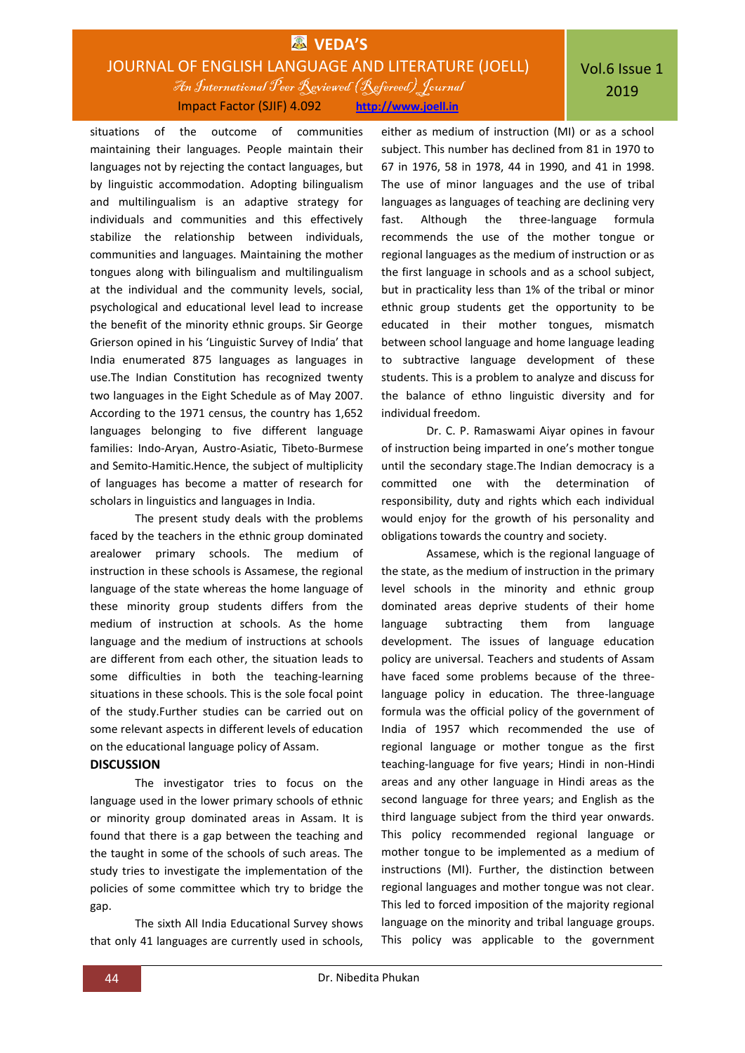situations of the outcome of communities maintaining their languages. People maintain their languages not by rejecting the contact languages, but by linguistic accommodation. Adopting bilingualism and multilingualism is an adaptive strategy for individuals and communities and this effectively stabilize the relationship between individuals, communities and languages. Maintaining the mother tongues along with bilingualism and multilingualism at the individual and the community levels, social, psychological and educational level lead to increase the benefit of the minority ethnic groups. Sir George Grierson opined in his 'Linguistic Survey of India' that India enumerated 875 languages as languages in use.The Indian Constitution has recognized twenty two languages in the Eight Schedule as of May 2007. According to the 1971 census, the country has 1,652 languages belonging to five different language families: Indo-Aryan, Austro-Asiatic, Tibeto-Burmese and Semito-Hamitic.Hence, the subject of multiplicity of languages has become a matter of research for scholars in linguistics and languages in India.

The present study deals with the problems faced by the teachers in the ethnic group dominated arealower primary schools. The medium of instruction in these schools is Assamese, the regional language of the state whereas the home language of these minority group students differs from the medium of instruction at schools. As the home language and the medium of instructions at schools are different from each other, the situation leads to some difficulties in both the teaching-learning situations in these schools. This is the sole focal point of the study.Further studies can be carried out on some relevant aspects in different levels of education on the educational language policy of Assam.

**DISCUSSION**

The investigator tries to focus on the language used in the lower primary schools of ethnic or minority group dominated areas in Assam. It is found that there is a gap between the teaching and the taught in some of the schools of such areas. The study tries to investigate the implementation of the policies of some committee which try to bridge the gap.

The sixth All India Educational Survey shows that only 41 languages are currently used in schools, either as medium of instruction (MI) or as a school subject. This number has declined from 81 in 1970 to 67 in 1976, 58 in 1978, 44 in 1990, and 41 in 1998. The use of minor languages and the use of tribal languages as languages of teaching are declining very fast. Although the three-language formula recommends the use of the mother tongue or regional languages as the medium of instruction or as the first language in schools and as a school subject, but in practicality less than 1% of the tribal or minor ethnic group students get the opportunity to be educated in their mother tongues, mismatch between school language and home language leading to subtractive language development of these students. This is a problem to analyze and discuss for the balance of ethno linguistic diversity and for individual freedom.

Dr. C. P. Ramaswami Aiyar opines in favour of instruction being imparted in one's mother tongue until the secondary stage.The Indian democracy is a committed one with the determination of responsibility, duty and rights which each individual would enjoy for the growth of his personality and obligations towards the country and society.

Assamese, which is the regional language of the state, as the medium of instruction in the primary level schools in the minority and ethnic group dominated areas deprive students of their home language subtracting them from language development. The issues of language education policy are universal. Teachers and students of Assam have faced some problems because of the three-language policy in education. The three-language formula was the official policy of the government of India of 1957 which recommended the use of regional language or mother tongue as the first teaching-language for five years; Hindi in non-Hindi areas and any other language in Hindi areas as the second language for three years; and English as the third language subject from the third year onwards. This policy recommended regional language or mother tongue to be implemented as a medium of instructions (MI). Further, the distinction between regional languages and mother tongue was not clear. This led to forced imposition of the majority regional language on the minority and tribal language groups. This policy was applicable to the government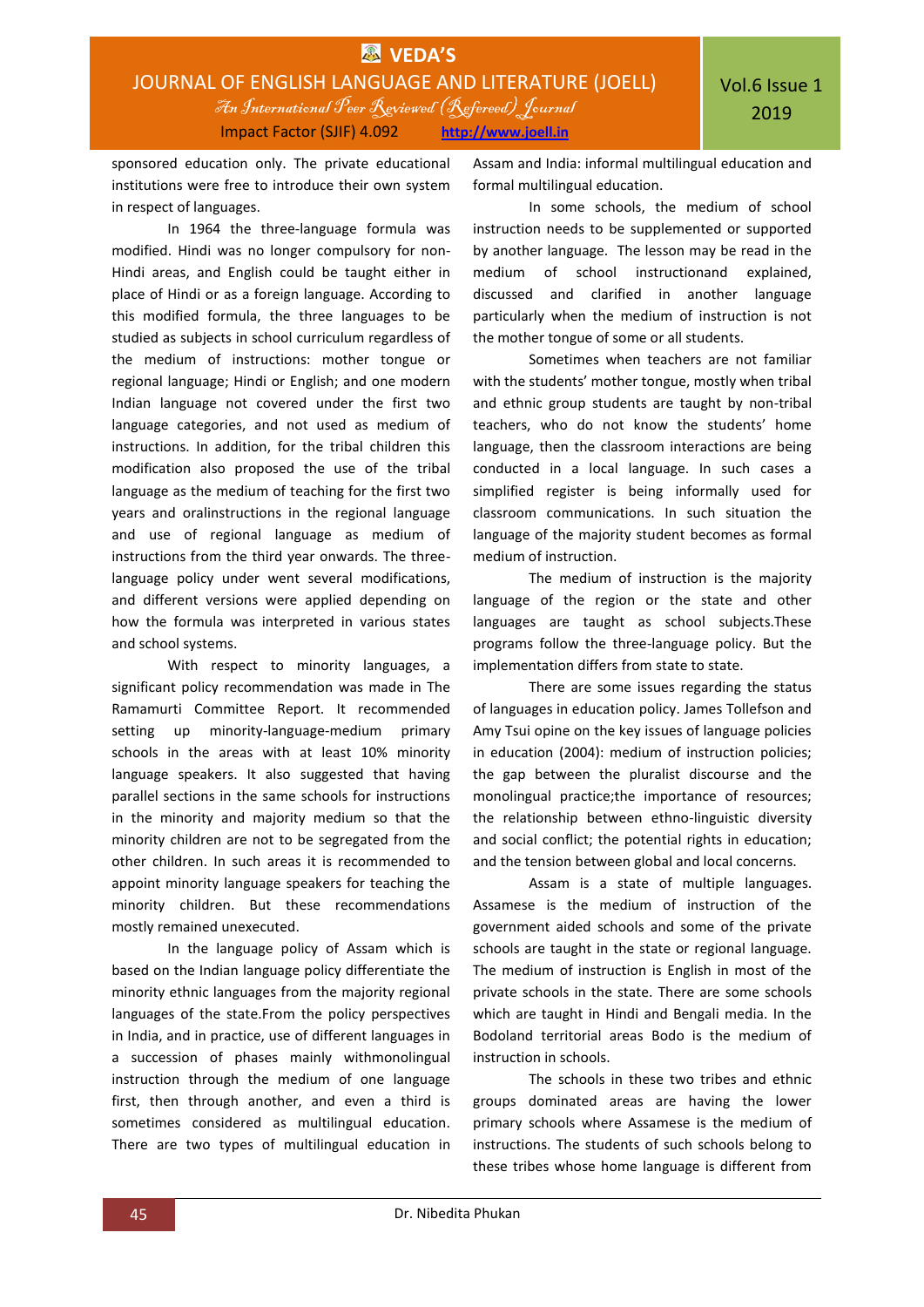sponsored education only. The private educational institutions were free to introduce their own system in respect of languages.

In 1964 the three-language formula was modified. Hindi was no longer compulsory for non-Hindi areas, and English could be taught either in place of Hindi or as a foreign language. According to this modified formula, the three languages to be studied as subjects in school curriculum regardless of the medium of instructions: mother tongue or regional language; Hindi or English; and one modern Indian language not covered under the first two language categories, and not used as medium of instructions. In addition, for the tribal children this modification also proposed the use of the tribal language as the medium of teaching for the first two years and oralinstructions in the regional language and use of regional language as medium of instructions from the third year onwards. The three-language policy under went several modifications, and different versions were applied depending on how the formula was interpreted in various states and school systems.

With respect to minority languages, a significant policy recommendation was made in The Ramamurti Committee Report. It recommended setting up minority-language-medium primary schools in the areas with at least 10% minority language speakers. It also suggested that having parallel sections in the same schools for instructions in the minority and majority medium so that the minority children are not to be segregated from the other children. In such areas it is recommended to appoint minority language speakers for teaching the minority children. But these recommendations mostly remained unexecuted.

In the language policy of Assam which is based on the Indian language policy differentiate the minority ethnic languages from the majority regional languages of the state.From the policy perspectives in India, and in practice, use of different languages in a succession of phases mainly withmonolingual instruction through the medium of one language first, then through another, and even a third is sometimes considered as multilingual education. There are two types of multilingual education in Assam and India: informal multilingual education and formal multilingual education.

In some schools, the medium of school instruction needs to be supplemented or supported by another language. The lesson may be read in the medium of school instructionand explained, discussed and clarified in another language particularly when the medium of instruction is not the mother tongue of some or all students.

Sometimes when teachers are not familiar with the students' mother tongue, mostly when tribal and ethnic group students are taught by non-tribal teachers, who do not know the students' home language, then the classroom interactions are being conducted in a local language. In such cases a simplified register is being informally used for classroom communications. In such situation the language of the majority student becomes as formal medium of instruction.

The medium of instruction is the majority language of the region or the state and other languages are taught as school subjects.These programs follow the three-language policy. But the implementation differs from state to state.

There are some issues regarding the status of languages in education policy. James Tollefson and Amy Tsui opine on the key issues of language policies in education (2004): medium of instruction policies; the gap between the pluralist discourse and the monolingual practice;the importance of resources; the relationship between ethno-linguistic diversity and social conflict; the potential rights in education; and the tension between global and local concerns.

Assam is a state of multiple languages. Assamese is the medium of instruction of the government aided schools and some of the private schools are taught in the state or regional language. The medium of instruction is English in most of the private schools in the state. There are some schools which are taught in Hindi and Bengali media. In the Bodoland territorial areas Bodo is the medium of instruction in schools.

The schools in these two tribes and ethnic groups dominated areas are having the lower primary schools where Assamese is the medium of instructions. The students of such schools belong to these tribes whose home language is different from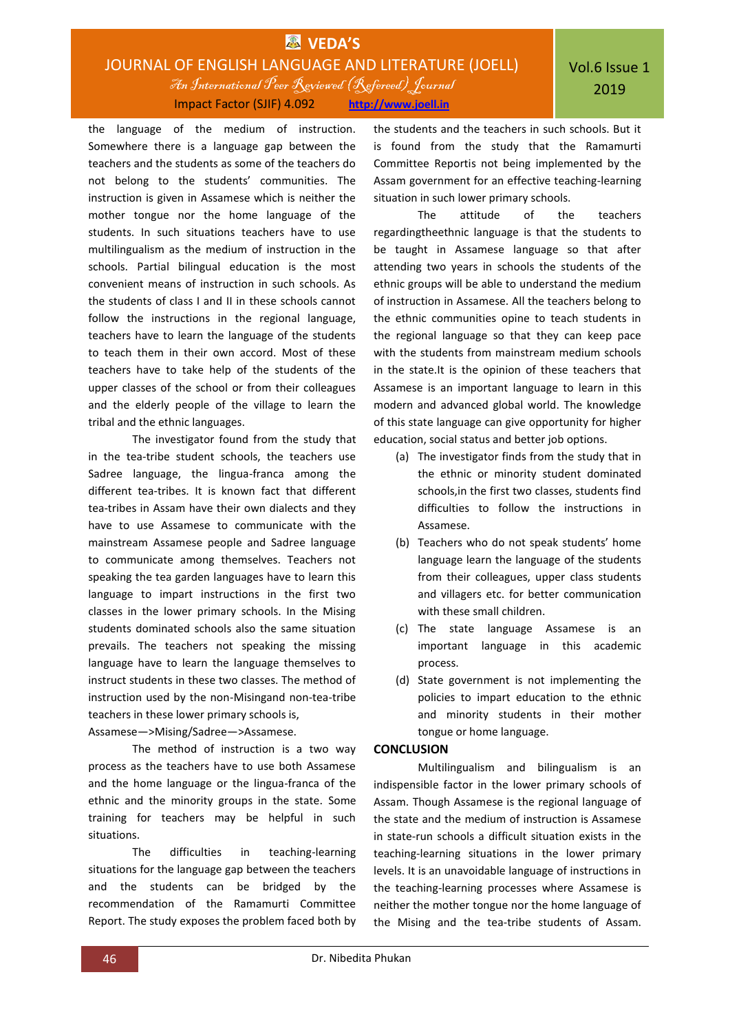the language of the medium of instruction. Somewhere there is a language gap between the teachers and the students as some of the teachers do not belong to the students' communities. The instruction is given in Assamese which is neither the mother tongue nor the home language of the students. In such situations teachers have to use multilingualism as the medium of instruction in the schools. Partial bilingual education is the most convenient means of instruction in such schools. As the students of class I and II in these schools cannot follow the instructions in the regional language, teachers have to learn the language of the students to teach them in their own accord. Most of these teachers have to take help of the students of the upper classes of the school or from their colleagues and the elderly people of the village to learn the tribal and the ethnic languages.

The investigator found from the study that in the tea-tribe student schools, the teachers use Sadree language, the lingua-franca among the different tea-tribes. It is known fact that different tea-tribes in Assam have their own dialects and they have to use Assamese to communicate with the mainstream Assamese people and Sadree language to communicate among themselves. Teachers not speaking the tea garden languages have to learn this language to impart instructions in the first two classes in the lower primary schools. In the Mising students dominated schools also the same situation prevails. The teachers not speaking the missing language have to learn the language themselves to instruct students in these two classes. The method of instruction used by the non-Misingand non-tea-tribe teachers in these lower primary schools is,

Assamese—>Mising/Sadree—>Assamese.

The method of instruction is a two way process as the teachers have to use both Assamese and the home language or the lingua-franca of the ethnic and the minority groups in the state. Some training for teachers may be helpful in such situations.

The difficulties in teaching-learning situations for the language gap between the teachers and the students can be bridged by the recommendation of the Ramamurti Committee Report. The study exposes the problem faced both by the students and the teachers in such schools. But it is found from the study that the Ramamurti Committee Reportis not being implemented by the Assam government for an effective teaching-learning situation in such lower primary schools.

The attitude of the teachers regardingtheethnic language is that the students to be taught in Assamese language so that after attending two years in schools the students of the ethnic groups will be able to understand the medium of instruction in Assamese. All the teachers belong to the ethnic communities opine to teach students in the regional language so that they can keep pace with the students from mainstream medium schools in the state.It is the opinion of these teachers that Assamese is an important language to learn in this modern and advanced global world. The knowledge of this state language can give opportunity for higher education, social status and better job options.

(a) The investigator finds from the study that in the ethnic or minority student dominated schools,in the first two classes, students find difficulties to follow the instructions in Assamese.

(b) Teachers who do not speak students' home language learn the language of the students from their colleagues, upper class students and villagers etc. for better communication with these small children.

(c) The state language Assamese is an important language in this academic process.

(d) State government is not implementing the policies to impart education to the ethnic and minority students in their mother tongue or home language.

## CONCLUSION

Multilingualism and bilingualism is an indispensible factor in the lower primary schools of Assam. Though Assamese is the regional language of the state and the medium of instruction is Assamese in state-run schools a difficult situation exists in the teaching-learning situations in the lower primary levels. It is an unavoidable language of instructions in the teaching-learning processes where Assamese is neither the mother tongue nor the home language of the Mising and the tea-tribe students of Assam.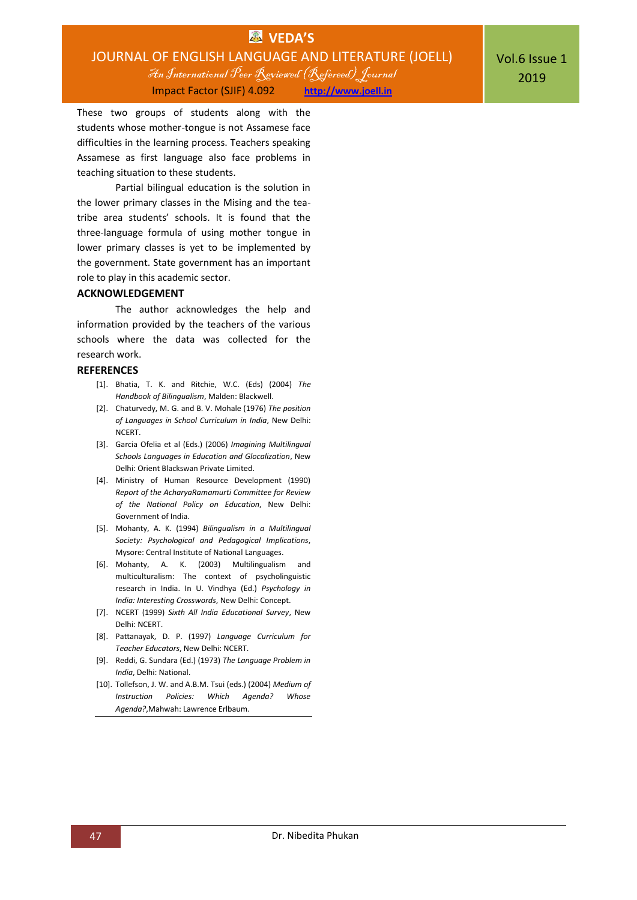These two groups of students along with the students whose mother-tongue is not Assamese face difficulties in the learning process. Teachers speaking Assamese as first language also face problems in teaching situation to these students.

Partial bilingual education is the solution in the lower primary classes in the Mising and the tea-tribe area students' schools. It is found that the three-language formula of using mother tongue in lower primary classes is yet to be implemented by the government. State government has an important role to play in this academic sector.

## ACKNOWLEDGEMENT

The author acknowledges the help and information provided by the teachers of the various schools where the data was collected for the research work.

## REFERENCES

[1]. Bhatia, T. K. and Ritchie, W.C. (Eds) (2004) *The Handbook of Bilingualism*, Malden: Blackwell.

[2]. Chaturvedy, M. G. and B. V. Mohale (1976) *The position of Languages in School Curriculum in India*, New Delhi: NCERT.

[3]. Garcia Ofelia et al (Eds.) (2006) *Imagining Multilingual Schools Languages in Education and Glocalization*, New Delhi: Orient Blackswan Private Limited.

[4]. Ministry of Human Resource Development (1990) *Report of the AcharyaRamamurti Committee for Review of the National Policy on Education*, New Delhi: Government of India.

[5]. Mohanty, A. K. (1994) *Bilingualism in a Multilingual Society: Psychological and Pedagogical Implications*, Mysore: Central Institute of National Languages.

[6]. Mohanty, A. K. (2003) Multilingualism and multiculturalism: The context of psycholinguistic research in India. In U. Vindhya (Ed.) *Psychology in India: Interesting Crosswords*, New Delhi: Concept.

[7]. NCERT (1999) *Sixth All India Educational Survey*, New Delhi: NCERT.

[8]. Pattanayak, D. P. (1997) *Language Curriculum for Teacher Educators*, New Delhi: NCERT.

[9]. Reddi, G. Sundara (Ed.) (1973) *The Language Problem in India*, Delhi: National.

[10]. Tollefson, J. W. and A.B.M. Tsui (eds.) (2004) *Medium of Instruction Policies: Which Agenda? Whose Agenda?*,Mahwah: Lawrence Erlbaum.